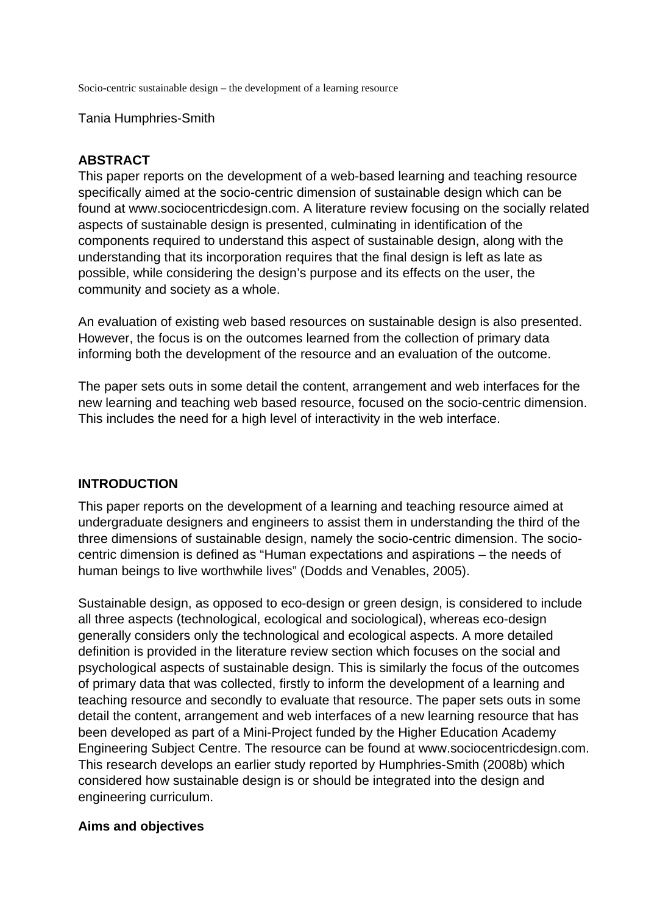Socio-centric sustainable design – the development of a learning resource

Tania Humphries-Smith

## ABSTRACT

This paper reports on the development of a web-based learning and teaching resource specifically aimed at the socio-centric dimension of sustainable design which can be found at www.sociocentricdesign.com. A literature review focusing on the socially related aspects of sustainable design is presented, culminating in identification of the components required to understand this aspect of sustainable design, along with the understanding that its incorporation requires that the final design is left as late as possible, while considering the design's purpose and its effects on the user, the community and society as a whole.

An evaluation of existing web based resources on sustainable design is also presented. However, the focus is on the outcomes learned from the collection of primary data informing both the development of the resource and an evaluation of the outcome.

The paper sets outs in some detail the content, arrangement and web interfaces for the new learning and teaching web based resource, focused on the socio-centric dimension. This includes the need for a high level of interactivity in the web interface.

## INTRODUCTION

This paper reports on the development of a learning and teaching resource aimed at undergraduate designers and engineers to assist them in understanding the third of the three dimensions of sustainable design, namely the socio-centric dimension. The socio-centric dimension is defined as "Human expectations and aspirations – the needs of human beings to live worthwhile lives" (Dodds and Venables, 2005).

Sustainable design, as opposed to eco-design or green design, is considered to include all three aspects (technological, ecological and sociological), whereas eco-design generally considers only the technological and ecological aspects. A more detailed definition is provided in the literature review section which focuses on the social and psychological aspects of sustainable design. This is similarly the focus of the outcomes of primary data that was collected, firstly to inform the development of a learning and teaching resource and secondly to evaluate that resource. The paper sets outs in some detail the content, arrangement and web interfaces of a new learning resource that has been developed as part of a Mini-Project funded by the Higher Education Academy Engineering Subject Centre. The resource can be found at www.sociocentricdesign.com. This research develops an earlier study reported by Humphries-Smith (2008b) which considered how sustainable design is or should be integrated into the design and engineering curriculum.

### Aims and objectives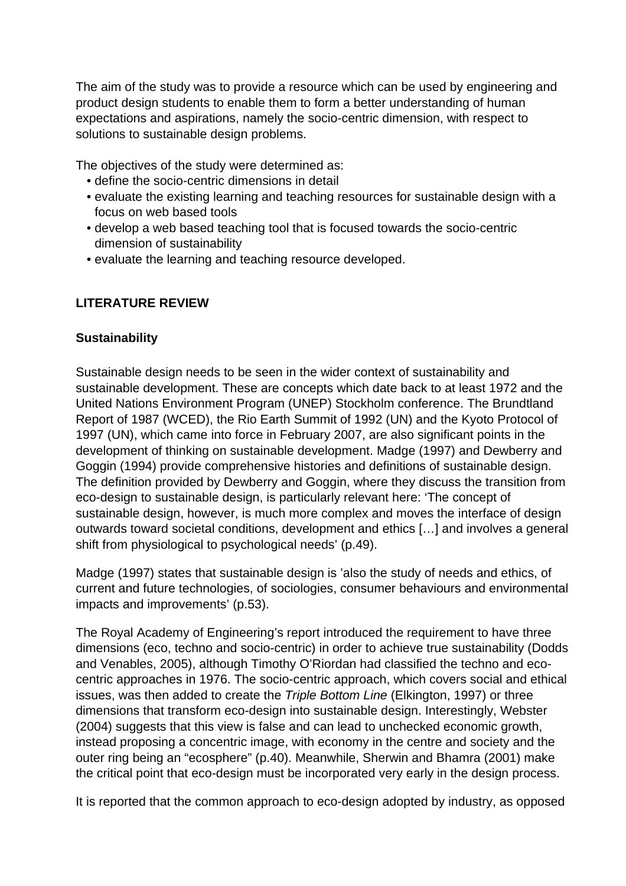The aim of the study was to provide a resource which can be used by engineering and product design students to enable them to form a better understanding of human expectations and aspirations, namely the socio-centric dimension, with respect to solutions to sustainable design problems.

The objectives of the study were determined as:

- define the socio-centric dimensions in detail
- evaluate the existing learning and teaching resources for sustainable design with a focus on web based tools
- develop a web based teaching tool that is focused towards the socio-centric dimension of sustainability
- evaluate the learning and teaching resource developed.

## LITERATURE REVIEW

### Sustainability

Sustainable design needs to be seen in the wider context of sustainability and sustainable development. These are concepts which date back to at least 1972 and the United Nations Environment Program (UNEP) Stockholm conference. The Brundtland Report of 1987 (WCED), the Rio Earth Summit of 1992 (UN) and the Kyoto Protocol of 1997 (UN), which came into force in February 2007, are also significant points in the development of thinking on sustainable development. Madge (1997) and Dewberry and Goggin (1994) provide comprehensive histories and definitions of sustainable design. The definition provided by Dewberry and Goggin, where they discuss the transition from eco-design to sustainable design, is particularly relevant here: 'The concept of sustainable design, however, is much more complex and moves the interface of design outwards toward societal conditions, development and ethics […] and involves a general shift from physiological to psychological needs' (p.49).

Madge (1997) states that sustainable design is 'also the study of needs and ethics, of current and future technologies, of sociologies, consumer behaviours and environmental impacts and improvements' (p.53).

The Royal Academy of Engineering's report introduced the requirement to have three dimensions (eco, techno and socio-centric) in order to achieve true sustainability (Dodds and Venables, 2005), although Timothy O'Riordan had classified the techno and eco-centric approaches in 1976. The socio-centric approach, which covers social and ethical issues, was then added to create the *Triple Bottom Line* (Elkington, 1997) or three dimensions that transform eco-design into sustainable design. Interestingly, Webster (2004) suggests that this view is false and can lead to unchecked economic growth, instead proposing a concentric image, with economy in the centre and society and the outer ring being an "ecosphere" (p.40). Meanwhile, Sherwin and Bhamra (2001) make the critical point that eco-design must be incorporated very early in the design process.

It is reported that the common approach to eco-design adopted by industry, as opposed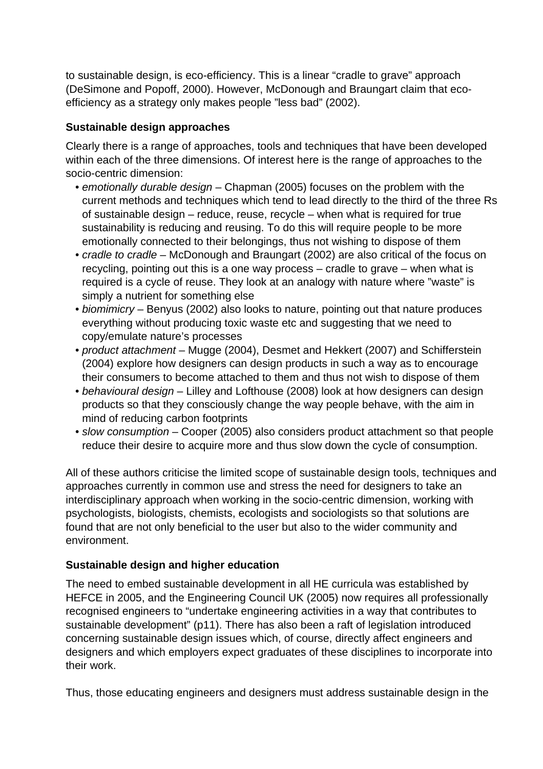to sustainable design, is eco-efficiency. This is a linear “cradle to grave” approach (DeSimone and Popoff, 2000). However, McDonough and Braungart claim that eco-efficiency as a strategy only makes people ”less bad” (2002).

### Sustainable design approaches

Clearly there is a range of approaches, tools and techniques that have been developed within each of the three dimensions. Of interest here is the range of approaches to the socio-centric dimension:

- *emotionally durable design* – Chapman (2005) focuses on the problem with the current methods and techniques which tend to lead directly to the third of the three Rs of sustainable design – reduce, reuse, recycle – when what is required for true sustainability is reducing and reusing. To do this will require people to be more emotionally connected to their belongings, thus not wishing to dispose of them
- *cradle to cradle* – McDonough and Braungart (2002) are also critical of the focus on recycling, pointing out this is a one way process – cradle to grave – when what is required is a cycle of reuse. They look at an analogy with nature where ”waste” is simply a nutrient for something else
- *biomimicry* – Benyus (2002) also looks to nature, pointing out that nature produces everything without producing toxic waste etc and suggesting that we need to copy/emulate nature’s processes
- *product attachment* – Mugge (2004), Desmet and Hekkert (2007) and Schifferstein (2004) explore how designers can design products in such a way as to encourage their consumers to become attached to them and thus not wish to dispose of them
- *behavioural design* – Lilley and Lofthouse (2008) look at how designers can design products so that they consciously change the way people behave, with the aim in mind of reducing carbon footprints
- *slow consumption* – Cooper (2005) also considers product attachment so that people reduce their desire to acquire more and thus slow down the cycle of consumption.

All of these authors criticise the limited scope of sustainable design tools, techniques and approaches currently in common use and stress the need for designers to take an interdisciplinary approach when working in the socio-centric dimension, working with psychologists, biologists, chemists, ecologists and sociologists so that solutions are found that are not only beneficial to the user but also to the wider community and environment.

### Sustainable design and higher education

The need to embed sustainable development in all HE curricula was established by HEFCE in 2005, and the Engineering Council UK (2005) now requires all professionally recognised engineers to “undertake engineering activities in a way that contributes to sustainable development” (p11). There has also been a raft of legislation introduced concerning sustainable design issues which, of course, directly affect engineers and designers and which employers expect graduates of these disciplines to incorporate into their work.

Thus, those educating engineers and designers must address sustainable design in the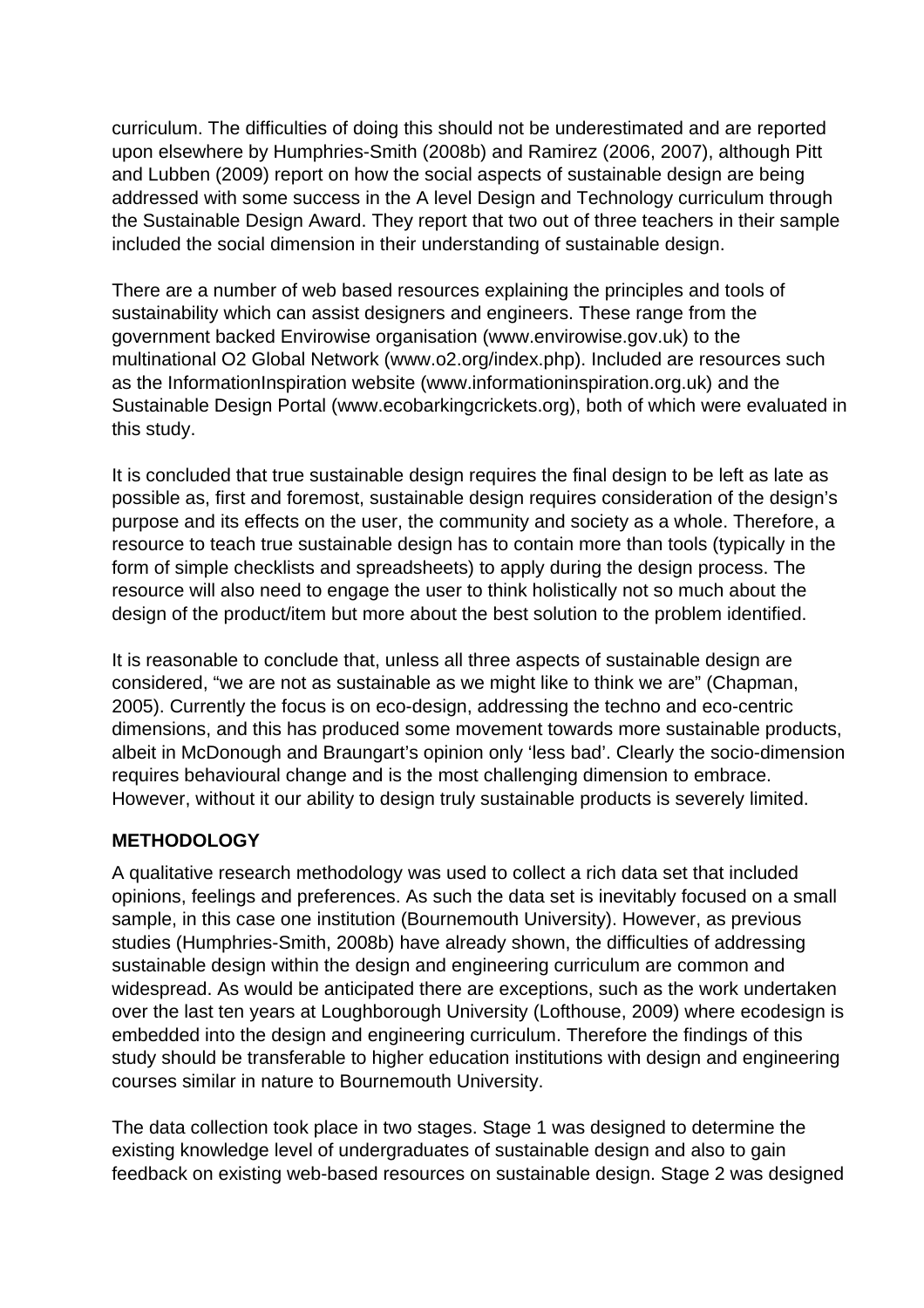curriculum. The difficulties of doing this should not be underestimated and are reported upon elsewhere by Humphries-Smith (2008b) and Ramirez (2006, 2007), although Pitt and Lubben (2009) report on how the social aspects of sustainable design are being addressed with some success in the A level Design and Technology curriculum through the Sustainable Design Award. They report that two out of three teachers in their sample included the social dimension in their understanding of sustainable design.

There are a number of web based resources explaining the principles and tools of sustainability which can assist designers and engineers. These range from the government backed Envirowise organisation (www.envirowise.gov.uk) to the multinational O2 Global Network (www.o2.org/index.php). Included are resources such as the InformationInspiration website (www.informationinspiration.org.uk) and the Sustainable Design Portal (www.ecobarkingcrickets.org), both of which were evaluated in this study.

It is concluded that true sustainable design requires the final design to be left as late as possible as, first and foremost, sustainable design requires consideration of the design's purpose and its effects on the user, the community and society as a whole. Therefore, a resource to teach true sustainable design has to contain more than tools (typically in the form of simple checklists and spreadsheets) to apply during the design process. The resource will also need to engage the user to think holistically not so much about the design of the product/item but more about the best solution to the problem identified.

It is reasonable to conclude that, unless all three aspects of sustainable design are considered, "we are not as sustainable as we might like to think we are" (Chapman, 2005). Currently the focus is on eco-design, addressing the techno and eco-centric dimensions, and this has produced some movement towards more sustainable products, albeit in McDonough and Braungart's opinion only 'less bad'. Clearly the socio-dimension requires behavioural change and is the most challenging dimension to embrace. However, without it our ability to design truly sustainable products is severely limited.

## METHODOLOGY

A qualitative research methodology was used to collect a rich data set that included opinions, feelings and preferences. As such the data set is inevitably focused on a small sample, in this case one institution (Bournemouth University). However, as previous studies (Humphries-Smith, 2008b) have already shown, the difficulties of addressing sustainable design within the design and engineering curriculum are common and widespread. As would be anticipated there are exceptions, such as the work undertaken over the last ten years at Loughborough University (Lofthouse, 2009) where ecodesign is embedded into the design and engineering curriculum. Therefore the findings of this study should be transferable to higher education institutions with design and engineering courses similar in nature to Bournemouth University.

The data collection took place in two stages. Stage 1 was designed to determine the existing knowledge level of undergraduates of sustainable design and also to gain feedback on existing web-based resources on sustainable design. Stage 2 was designed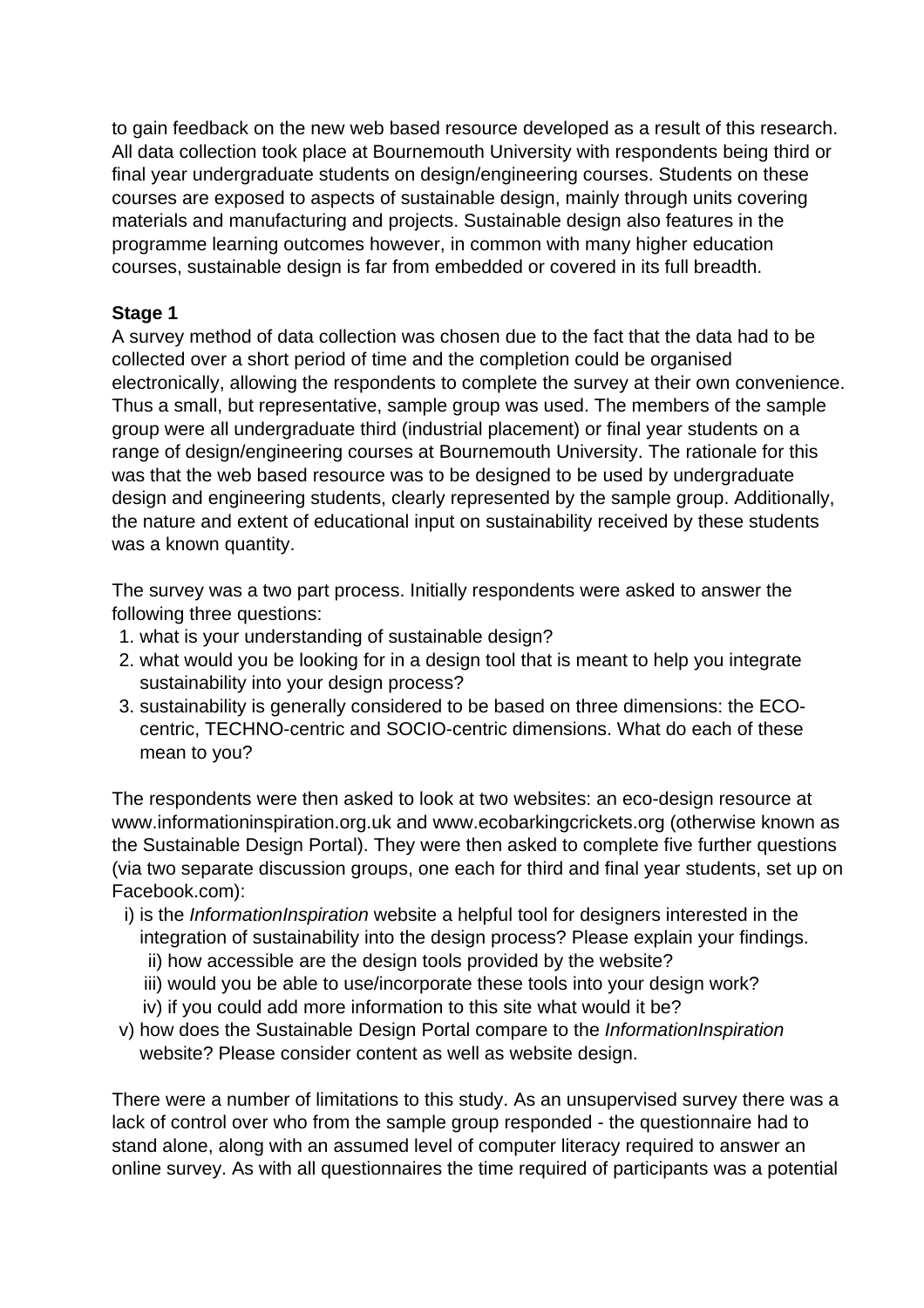to gain feedback on the new web based resource developed as a result of this research. All data collection took place at Bournemouth University with respondents being third or final year undergraduate students on design/engineering courses. Students on these courses are exposed to aspects of sustainable design, mainly through units covering materials and manufacturing and projects. Sustainable design also features in the programme learning outcomes however, in common with many higher education courses, sustainable design is far from embedded or covered in its full breadth.

**Stage 1**

A survey method of data collection was chosen due to the fact that the data had to be collected over a short period of time and the completion could be organised electronically, allowing the respondents to complete the survey at their own convenience. Thus a small, but representative, sample group was used. The members of the sample group were all undergraduate third (industrial placement) or final year students on a range of design/engineering courses at Bournemouth University. The rationale for this was that the web based resource was to be designed to be used by undergraduate design and engineering students, clearly represented by the sample group. Additionally, the nature and extent of educational input on sustainability received by these students was a known quantity.

The survey was a two part process. Initially respondents were asked to answer the following three questions:

1. what is your understanding of sustainable design?
2. what would you be looking for in a design tool that is meant to help you integrate sustainability into your design process?
3. sustainability is generally considered to be based on three dimensions: the ECO-centric, TECHNO-centric and SOCIO-centric dimensions. What do each of these mean to you?

The respondents were then asked to look at two websites: an eco-design resource at www.informationinspiration.org.uk and www.ecobarkingcrickets.org (otherwise known as the Sustainable Design Portal). They were then asked to complete five further questions (via two separate discussion groups, one each for third and final year students, set up on Facebook.com):

i) is the *InformationInspiration* website a helpful tool for designers interested in the integration of sustainability into the design process? Please explain your findings.
ii) how accessible are the design tools provided by the website?
iii) would you be able to use/incorporate these tools into your design work?
iv) if you could add more information to this site what would it be?
v) how does the Sustainable Design Portal compare to the *InformationInspiration* website? Please consider content as well as website design.

There were a number of limitations to this study. As an unsupervised survey there was a lack of control over who from the sample group responded - the questionnaire had to stand alone, along with an assumed level of computer literacy required to answer an online survey. As with all questionnaires the time required of participants was a potential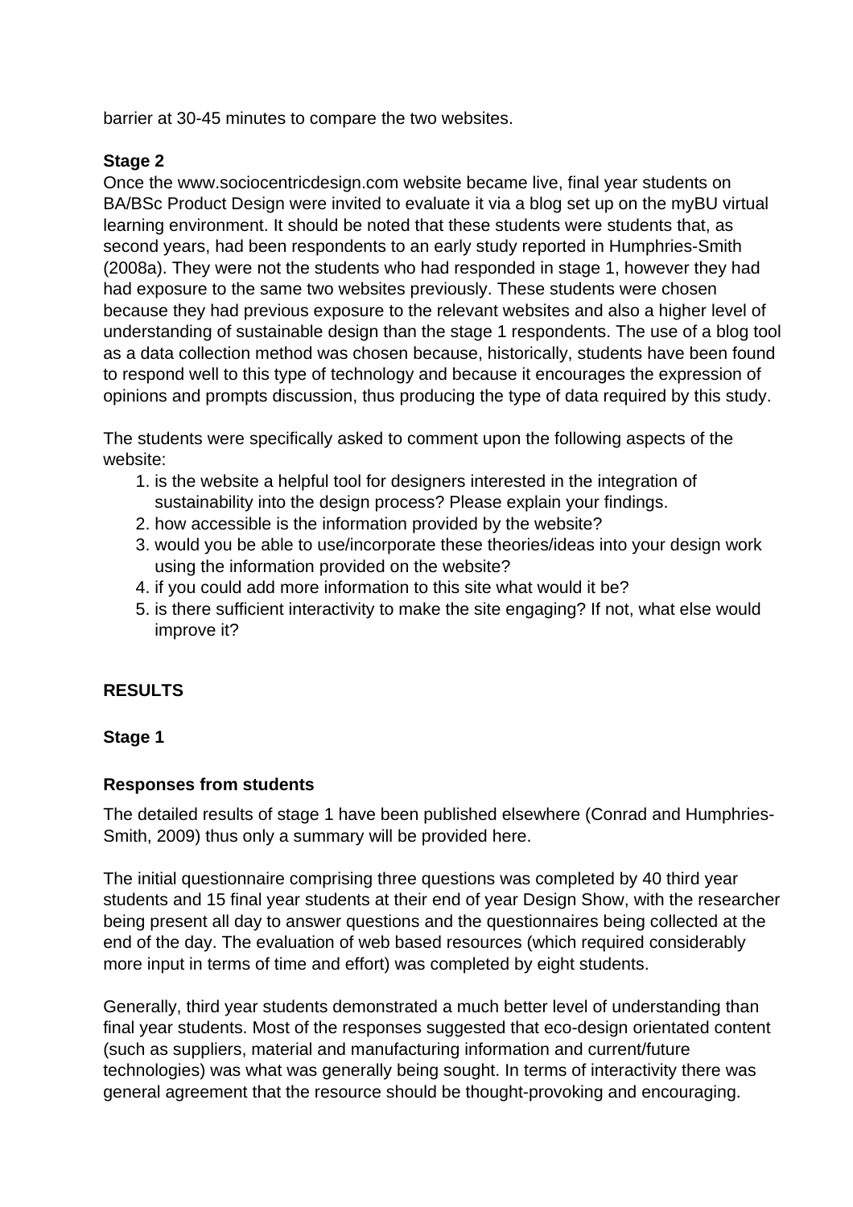barrier at 30-45 minutes to compare the two websites.

**Stage 2**

Once the www.sociocentricdesign.com website became live, final year students on BA/BSc Product Design were invited to evaluate it via a blog set up on the myBU virtual learning environment. It should be noted that these students were students that, as second years, had been respondents to an early study reported in Humphries-Smith (2008a). They were not the students who had responded in stage 1, however they had had exposure to the same two websites previously. These students were chosen because they had previous exposure to the relevant websites and also a higher level of understanding of sustainable design than the stage 1 respondents. The use of a blog tool as a data collection method was chosen because, historically, students have been found to respond well to this type of technology and because it encourages the expression of opinions and prompts discussion, thus producing the type of data required by this study.

The students were specifically asked to comment upon the following aspects of the website:

1. is the website a helpful tool for designers interested in the integration of sustainability into the design process? Please explain your findings.
2. how accessible is the information provided by the website?
3. would you be able to use/incorporate these theories/ideas into your design work using the information provided on the website?
4. if you could add more information to this site what would it be?
5. is there sufficient interactivity to make the site engaging? If not, what else would improve it?

## RESULTS

**Stage 1**

**Responses from students**

The detailed results of stage 1 have been published elsewhere (Conrad and Humphries-Smith, 2009) thus only a summary will be provided here.

The initial questionnaire comprising three questions was completed by 40 third year students and 15 final year students at their end of year Design Show, with the researcher being present all day to answer questions and the questionnaires being collected at the end of the day. The evaluation of web based resources (which required considerably more input in terms of time and effort) was completed by eight students.

Generally, third year students demonstrated a much better level of understanding than final year students. Most of the responses suggested that eco-design orientated content (such as suppliers, material and manufacturing information and current/future technologies) was what was generally being sought. In terms of interactivity there was general agreement that the resource should be thought-provoking and encouraging.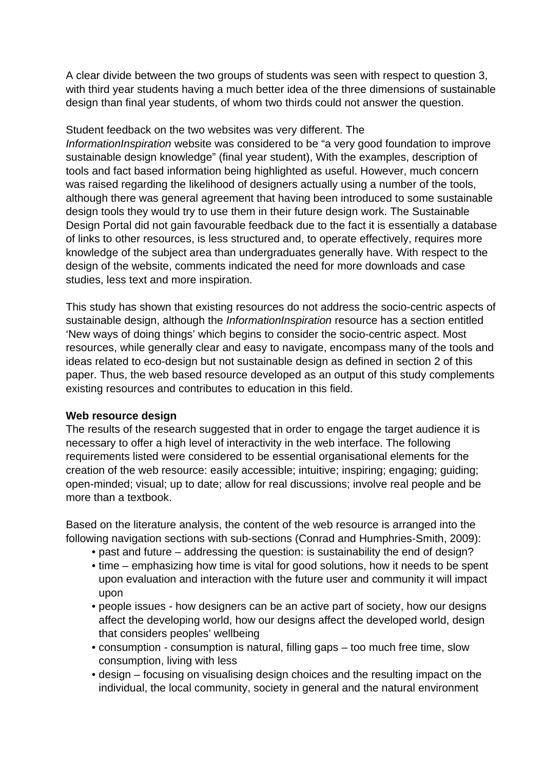A clear divide between the two groups of students was seen with respect to question 3, with third year students having a much better idea of the three dimensions of sustainable design than final year students, of whom two thirds could not answer the question.

Student feedback on the two websites was very different. The *InformationInspiration* website was considered to be “a very good foundation to improve sustainable design knowledge” (final year student), With the examples, description of tools and fact based information being highlighted as useful. However, much concern was raised regarding the likelihood of designers actually using a number of the tools, although there was general agreement that having been introduced to some sustainable design tools they would try to use them in their future design work. The Sustainable Design Portal did not gain favourable feedback due to the fact it is essentially a database of links to other resources, is less structured and, to operate effectively, requires more knowledge of the subject area than undergraduates generally have. With respect to the design of the website, comments indicated the need for more downloads and case studies, less text and more inspiration.

This study has shown that existing resources do not address the socio-centric aspects of sustainable design, although the *InformationInspiration* resource has a section entitled ‘New ways of doing things’ which begins to consider the socio-centric aspect. Most resources, while generally clear and easy to navigate, encompass many of the tools and ideas related to eco-design but not sustainable design as defined in section 2 of this paper. Thus, the web based resource developed as an output of this study complements existing resources and contributes to education in this field.

**Web resource design**

The results of the research suggested that in order to engage the target audience it is necessary to offer a high level of interactivity in the web interface. The following requirements listed were considered to be essential organisational elements for the creation of the web resource: easily accessible; intuitive; inspiring; engaging; guiding; open-minded; visual; up to date; allow for real discussions; involve real people and be more than a textbook.

Based on the literature analysis, the content of the web resource is arranged into the following navigation sections with sub-sections (Conrad and Humphries-Smith, 2009):

- past and future – addressing the question: is sustainability the end of design?
- time – emphasizing how time is vital for good solutions, how it needs to be spent upon evaluation and interaction with the future user and community it will impact upon
- people issues - how designers can be an active part of society, how our designs affect the developing world, how our designs affect the developed world, design that considers peoples’ wellbeing
- consumption - consumption is natural, filling gaps – too much free time, slow consumption, living with less
- design – focusing on visualising design choices and the resulting impact on the individual, the local community, society in general and the natural environment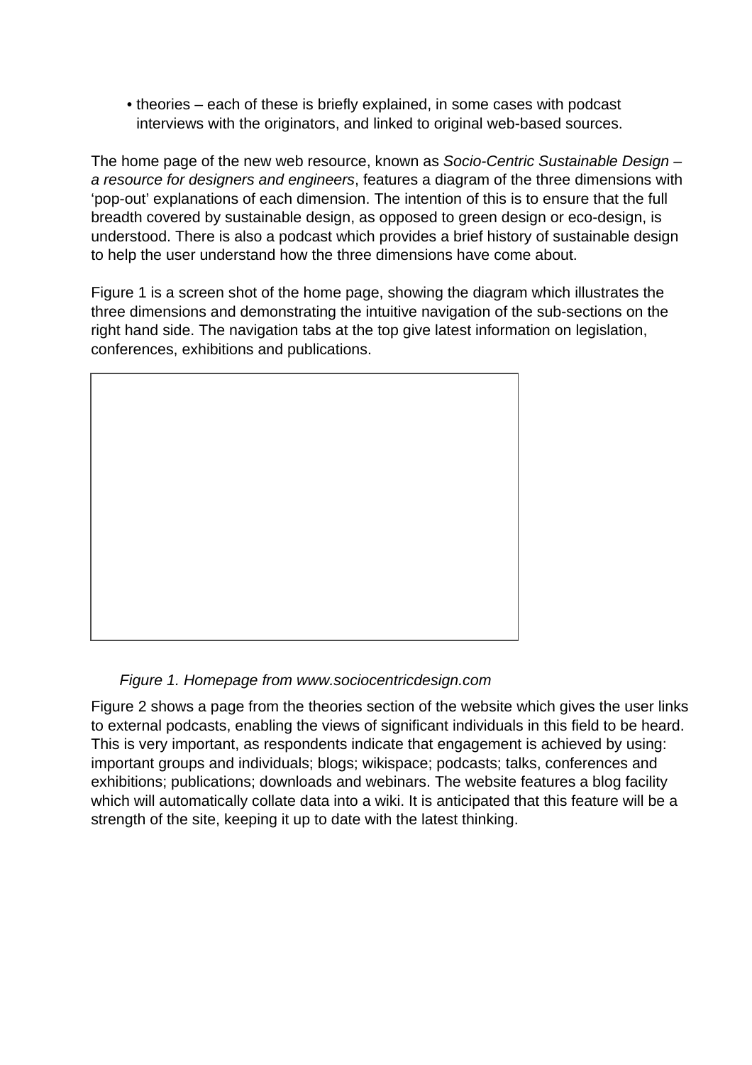- theories – each of these is briefly explained, in some cases with podcast interviews with the originators, and linked to original web-based sources.

The home page of the new web resource, known as *Socio-Centric Sustainable Design – a resource for designers and engineers*, features a diagram of the three dimensions with 'pop-out' explanations of each dimension. The intention of this is to ensure that the full breadth covered by sustainable design, as opposed to green design or eco-design, is understood. There is also a podcast which provides a brief history of sustainable design to help the user understand how the three dimensions have come about.

Figure 1 is a screen shot of the home page, showing the diagram which illustrates the three dimensions and demonstrating the intuitive navigation of the sub-sections on the right hand side. The navigation tabs at the top give latest information on legislation, conferences, exhibitions and publications.

*Figure 1. Homepage from www.sociocentricdesign.com*

Figure 2 shows a page from the theories section of the website which gives the user links to external podcasts, enabling the views of significant individuals in this field to be heard. This is very important, as respondents indicate that engagement is achieved by using: important groups and individuals; blogs; wikispace; podcasts; talks, conferences and exhibitions; publications; downloads and webinars. The website features a blog facility which will automatically collate data into a wiki. It is anticipated that this feature will be a strength of the site, keeping it up to date with the latest thinking.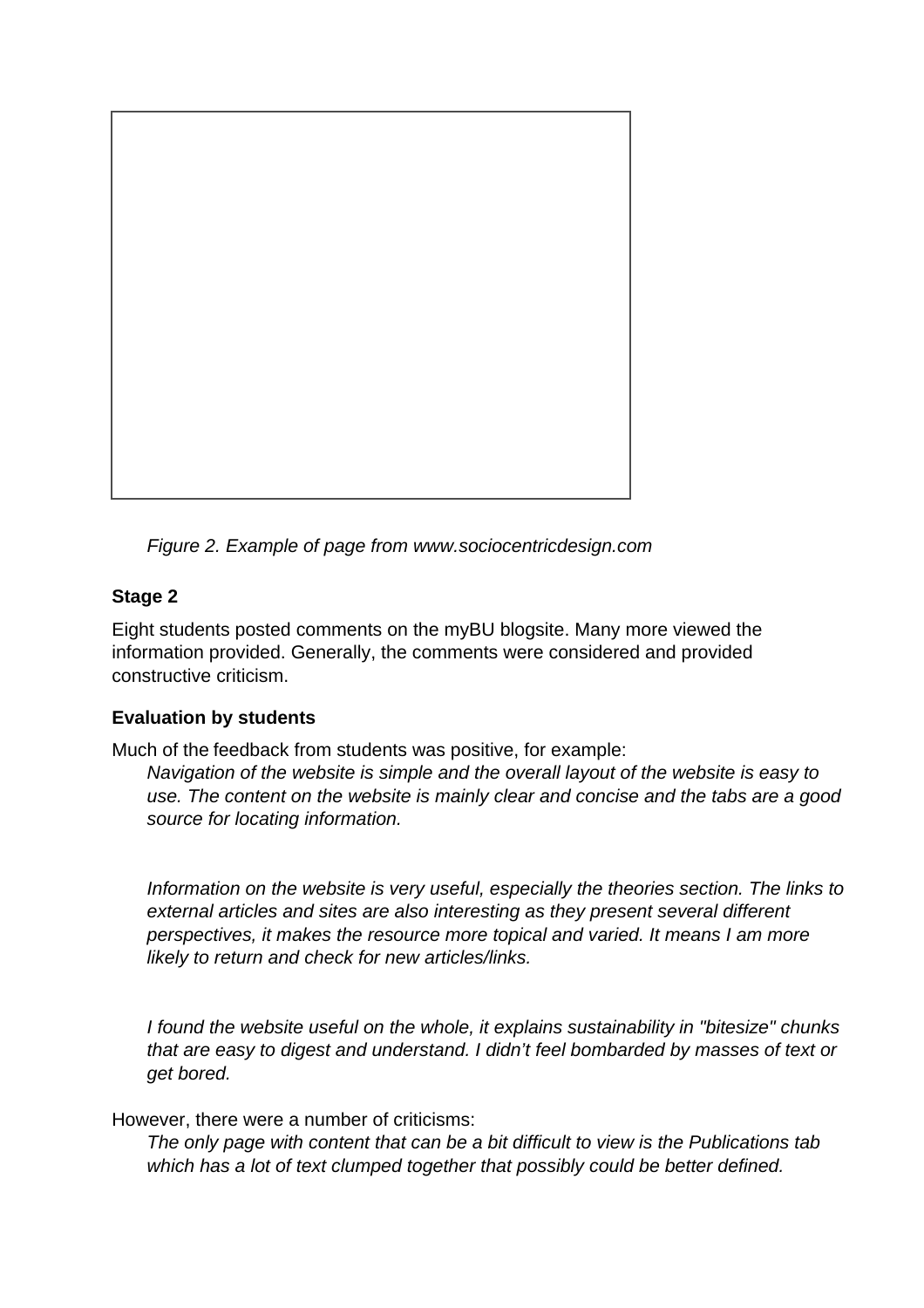*Figure 2. Example of page from www.sociocentricdesign.com*

**Stage 2**

Eight students posted comments on the myBU blogsite. Many more viewed the information provided. Generally, the comments were considered and provided constructive criticism.

**Evaluation by students**

Much of the feedback from students was positive, for example:

> *Navigation of the website is simple and the overall layout of the website is easy to use. The content on the website is mainly clear and concise and the tabs are a good source for locating information.*
>
> *Information on the website is very useful, especially the theories section. The links to external articles and sites are also interesting as they present several different perspectives, it makes the resource more topical and varied. It means I am more likely to return and check for new articles/links.*
>
> *I found the website useful on the whole, it explains sustainability in "bitesize" chunks that are easy to digest and understand. I didn't feel bombarded by masses of text or get bored.*

However, there were a number of criticisms:

> *The only page with content that can be a bit difficult to view is the Publications tab which has a lot of text clumped together that possibly could be better defined.*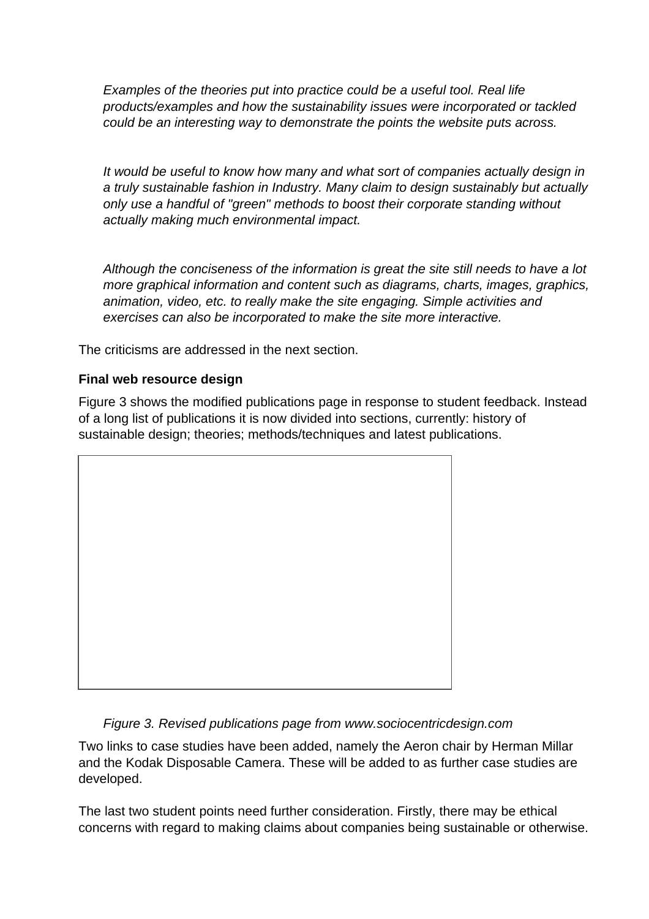*Examples of the theories put into practice could be a useful tool. Real life products/examples and how the sustainability issues were incorporated or tackled could be an interesting way to demonstrate the points the website puts across.*

*It would be useful to know how many and what sort of companies actually design in a truly sustainable fashion in Industry. Many claim to design sustainably but actually only use a handful of "green" methods to boost their corporate standing without actually making much environmental impact.*

*Although the conciseness of the information is great the site still needs to have a lot more graphical information and content such as diagrams, charts, images, graphics, animation, video, etc. to really make the site engaging. Simple activities and exercises can also be incorporated to make the site more interactive.*

The criticisms are addressed in the next section.

**Final web resource design**

Figure 3 shows the modified publications page in response to student feedback. Instead of a long list of publications it is now divided into sections, currently: history of sustainable design; theories; methods/techniques and latest publications.

*Figure 3. Revised publications page from www.sociocentricdesign.com*

Two links to case studies have been added, namely the Aeron chair by Herman Millar and the Kodak Disposable Camera. These will be added to as further case studies are developed.

The last two student points need further consideration. Firstly, there may be ethical concerns with regard to making claims about companies being sustainable or otherwise.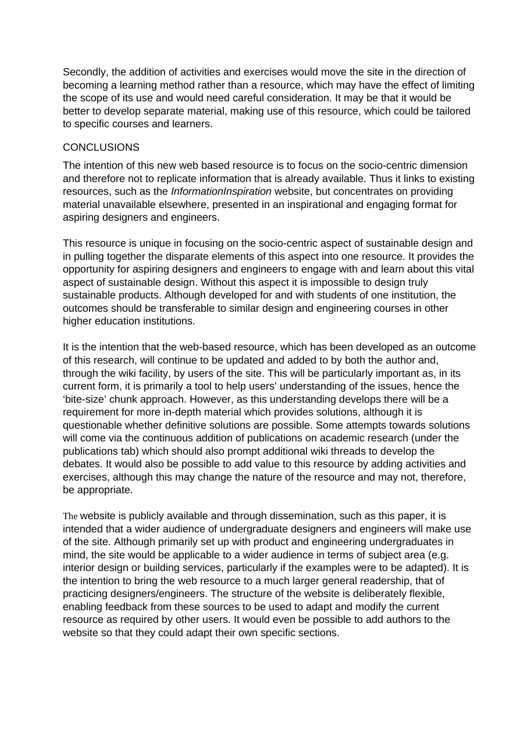Secondly, the addition of activities and exercises would move the site in the direction of becoming a learning method rather than a resource, which may have the effect of limiting the scope of its use and would need careful consideration. It may be that it would be better to develop separate material, making use of this resource, which could be tailored to specific courses and learners.

## CONCLUSIONS

The intention of this new web based resource is to focus on the socio-centric dimension and therefore not to replicate information that is already available. Thus it links to existing resources, such as the *InformationInspiration* website, but concentrates on providing material unavailable elsewhere, presented in an inspirational and engaging format for aspiring designers and engineers.

This resource is unique in focusing on the socio-centric aspect of sustainable design and in pulling together the disparate elements of this aspect into one resource. It provides the opportunity for aspiring designers and engineers to engage with and learn about this vital aspect of sustainable design. Without this aspect it is impossible to design truly sustainable products. Although developed for and with students of one institution, the outcomes should be transferable to similar design and engineering courses in other higher education institutions.

It is the intention that the web-based resource, which has been developed as an outcome of this research, will continue to be updated and added to by both the author and, through the wiki facility, by users of the site. This will be particularly important as, in its current form, it is primarily a tool to help users' understanding of the issues, hence the 'bite-size' chunk approach. However, as this understanding develops there will be a requirement for more in-depth material which provides solutions, although it is questionable whether definitive solutions are possible. Some attempts towards solutions will come via the continuous addition of publications on academic research (under the publications tab) which should also prompt additional wiki threads to develop the debates. It would also be possible to add value to this resource by adding activities and exercises, although this may change the nature of the resource and may not, therefore, be appropriate.

The website is publicly available and through dissemination, such as this paper, it is intended that a wider audience of undergraduate designers and engineers will make use of the site. Although primarily set up with product and engineering undergraduates in mind, the site would be applicable to a wider audience in terms of subject area (e.g. interior design or building services, particularly if the examples were to be adapted). It is the intention to bring the web resource to a much larger general readership, that of practicing designers/engineers. The structure of the website is deliberately flexible, enabling feedback from these sources to be used to adapt and modify the current resource as required by other users. It would even be possible to add authors to the website so that they could adapt their own specific sections.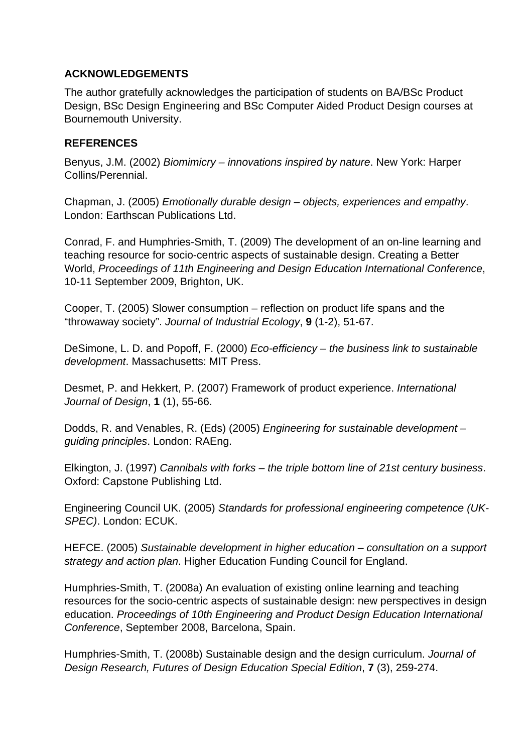## ACKNOWLEDGEMENTS

The author gratefully acknowledges the participation of students on BA/BSc Product Design, BSc Design Engineering and BSc Computer Aided Product Design courses at Bournemouth University.

## REFERENCES

Benyus, J.M. (2002) *Biomimicry – innovations inspired by nature*. New York: Harper Collins/Perennial.

Chapman, J. (2005) *Emotionally durable design – objects, experiences and empathy*. London: Earthscan Publications Ltd.

Conrad, F. and Humphries-Smith, T. (2009) The development of an on-line learning and teaching resource for socio-centric aspects of sustainable design. Creating a Better World, *Proceedings of 11th Engineering and Design Education International Conference*, 10-11 September 2009, Brighton, UK.

Cooper, T. (2005) Slower consumption – reflection on product life spans and the "throwaway society". *Journal of Industrial Ecology*, **9** (1-2), 51-67.

DeSimone, L. D. and Popoff, F. (2000) *Eco-efficiency – the business link to sustainable development*. Massachusetts: MIT Press.

Desmet, P. and Hekkert, P. (2007) Framework of product experience. *International Journal of Design*, **1** (1), 55-66.

Dodds, R. and Venables, R. (Eds) (2005) *Engineering for sustainable development – guiding principles*. London: RAEng.

Elkington, J. (1997) *Cannibals with forks – the triple bottom line of 21st century business*. Oxford: Capstone Publishing Ltd.

Engineering Council UK. (2005) *Standards for professional engineering competence (UK-SPEC)*. London: ECUK.

HEFCE. (2005) *Sustainable development in higher education – consultation on a support strategy and action plan*. Higher Education Funding Council for England.

Humphries-Smith, T. (2008a) An evaluation of existing online learning and teaching resources for the socio-centric aspects of sustainable design: new perspectives in design education. *Proceedings of 10th Engineering and Product Design Education International Conference*, September 2008, Barcelona, Spain.

Humphries-Smith, T. (2008b) Sustainable design and the design curriculum. *Journal of Design Research, Futures of Design Education Special Edition*, **7** (3), 259-274.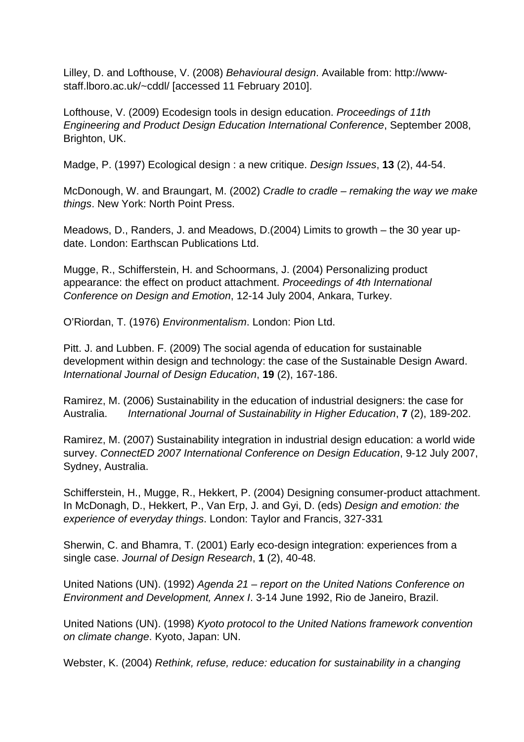Lilley, D. and Lofthouse, V. (2008) *Behavioural design*. Available from: http://www-staff.lboro.ac.uk/~cddl/ [accessed 11 February 2010].

Lofthouse, V. (2009) Ecodesign tools in design education. *Proceedings of 11th Engineering and Product Design Education International Conference*, September 2008, Brighton, UK.

Madge, P. (1997) Ecological design : a new critique. *Design Issues*, **13** (2), 44-54.

McDonough, W. and Braungart, M. (2002) *Cradle to cradle – remaking the way we make things*. New York: North Point Press.

Meadows, D., Randers, J. and Meadows, D.(2004) Limits to growth – the 30 year up-date. London: Earthscan Publications Ltd.

Mugge, R., Schifferstein, H. and Schoormans, J. (2004) Personalizing product appearance: the effect on product attachment. *Proceedings of 4th International Conference on Design and Emotion*, 12-14 July 2004, Ankara, Turkey.

O'Riordan, T. (1976) *Environmentalism*. London: Pion Ltd.

Pitt. J. and Lubben. F. (2009) The social agenda of education for sustainable development within design and technology: the case of the Sustainable Design Award. *International Journal of Design Education*, **19** (2), 167-186.

Ramirez, M. (2006) Sustainability in the education of industrial designers: the case for Australia. *International Journal of Sustainability in Higher Education*, **7** (2), 189-202.

Ramirez, M. (2007) Sustainability integration in industrial design education: a world wide survey. *ConnectED 2007 International Conference on Design Education*, 9-12 July 2007, Sydney, Australia.

Schifferstein, H., Mugge, R., Hekkert, P. (2004) Designing consumer-product attachment. In McDonagh, D., Hekkert, P., Van Erp, J. and Gyi, D. (eds) *Design and emotion: the experience of everyday things*. London: Taylor and Francis, 327-331

Sherwin, C. and Bhamra, T. (2001) Early eco-design integration: experiences from a single case. *Journal of Design Research*, **1** (2), 40-48.

United Nations (UN). (1992) *Agenda 21 – report on the United Nations Conference on Environment and Development, Annex I*. 3-14 June 1992, Rio de Janeiro, Brazil.

United Nations (UN). (1998) *Kyoto protocol to the United Nations framework convention on climate change*. Kyoto, Japan: UN.

Webster, K. (2004) *Rethink, refuse, reduce: education for sustainability in a changing*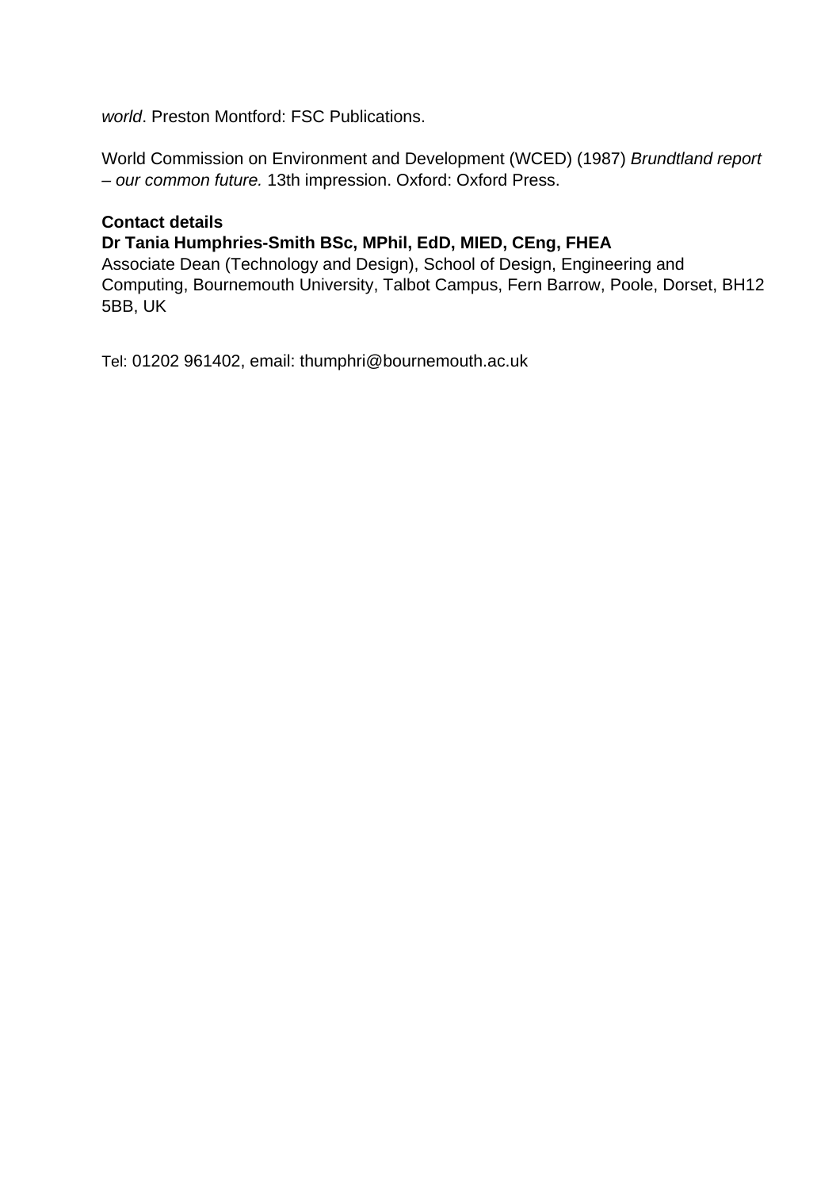*world*. Preston Montford: FSC Publications.

World Commission on Environment and Development (WCED) (1987) *Brundtland report – our common future.* 13th impression. Oxford: Oxford Press.

**Contact details**
**Dr Tania Humphries-Smith BSc, MPhil, EdD, MIED, CEng, FHEA**
Associate Dean (Technology and Design), School of Design, Engineering and Computing, Bournemouth University, Talbot Campus, Fern Barrow, Poole, Dorset, BH12 5BB, UK

Tel: 01202 961402, email: thumphri@bournemouth.ac.uk